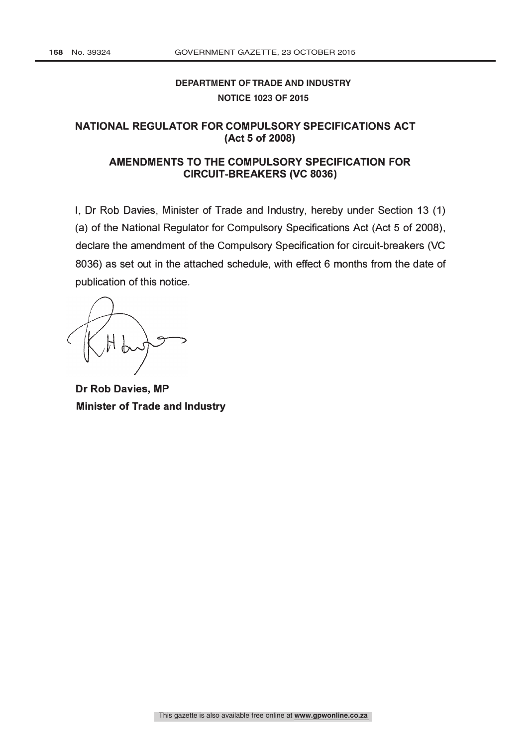**DEPARTMENT OF TRADE AND INDUSTRY**

**NOTICE 1023 OF 2015**

## NATIONAL REGULATOR FOR COMPULSORY SPECIFICATIONS ACT (Act 5 of 2008)

## AMENDMENTS TO THE COMPULSORY SPECIFICATION FOR CIRCUIT-BREAKERS (VC 8036)

I, Dr Rob Davies, Minister of Trade and Industry, hereby under Section 13 (1) (a) of the National Regulator for Compulsory Specifications Act (Act 5 of 2008), declare the amendment of the Compulsory Specification for circuit-breakers (VC 8036) as set out in the attached schedule, with effect 6 months from the date of publication of this notice.

**Dr Rob Davies, MP**
**Minister of Trade and Industry**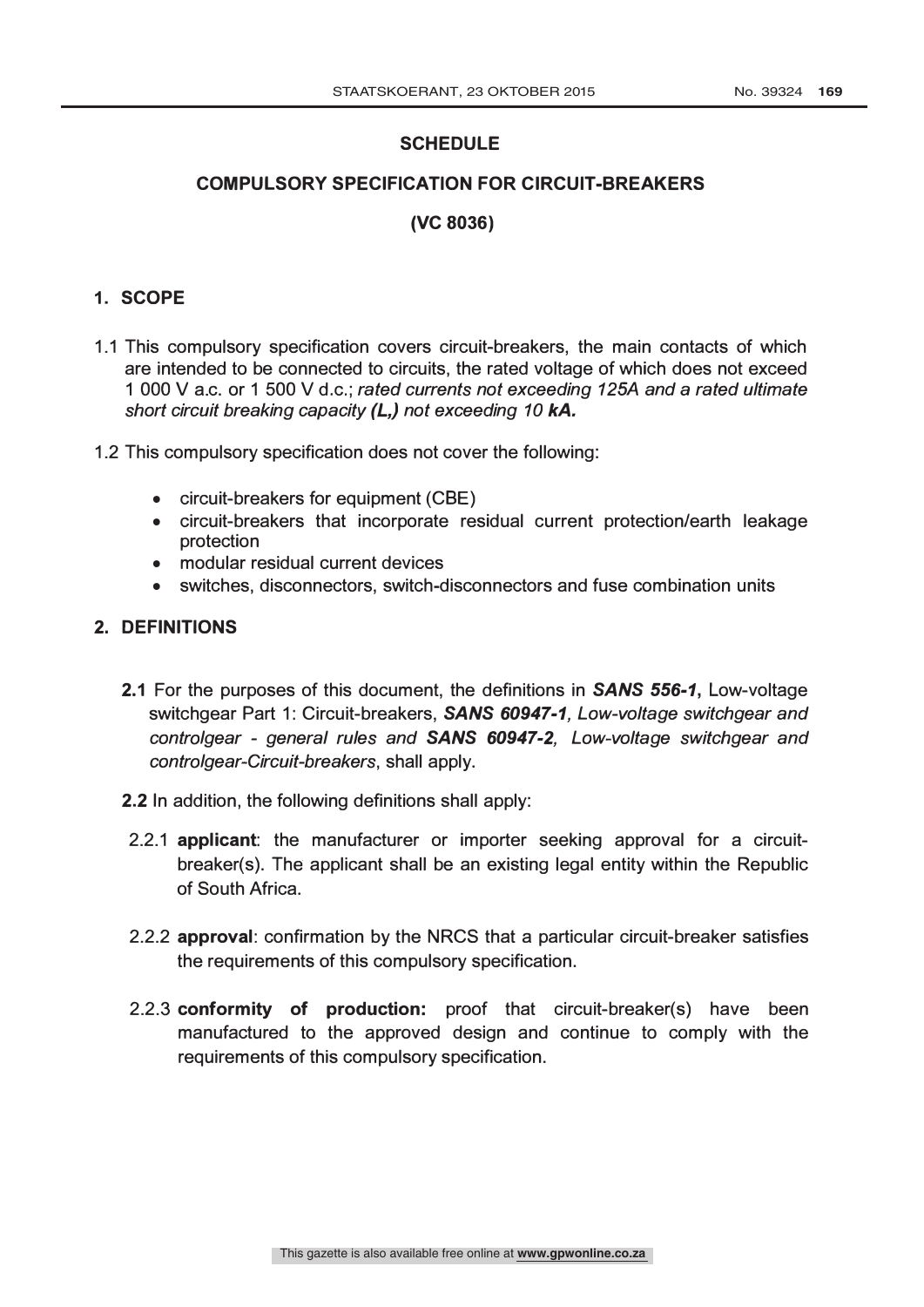# SCHEDULE

## COMPULSORY SPECIFICATION FOR CIRCUIT-BREAKERS

## (VC 8036)

### 1. SCOPE

1.1 This compulsory specification covers circuit-breakers, the main contacts of which are intended to be connected to circuits, the rated voltage of which does not exceed 1 000 V a.c. or 1 500 V d.c.; *rated currents not exceeding 125A and a rated ultimate short circuit breaking capacity **(L,)** not exceeding 10 **kA**.*

1.2 This compulsory specification does not cover the following:

- circuit-breakers for equipment (CBE)
- circuit-breakers that incorporate residual current protection/earth leakage protection
- modular residual current devices
- switches, disconnectors, switch-disconnectors and fuse combination units

### 2. DEFINITIONS

**2.1** For the purposes of this document, the definitions in ***SANS 556-1*, ** Low-voltage switchgear Part 1: Circuit-breakers, ***SANS 60947-1***, *Low-voltage switchgear and controlgear - general rules and **SANS 60947-2**, Low-voltage switchgear and controlgear-Circuit-breakers*, shall apply.

**2.2** In addition, the following definitions shall apply:

2.2.1 **applicant**: the manufacturer or importer seeking approval for a circuit-breaker(s). The applicant shall be an existing legal entity within the Republic of South Africa.

2.2.2 **approval**: confirmation by the NRCS that a particular circuit-breaker satisfies the requirements of this compulsory specification.

2.2.3 **conformity of production:** proof that circuit-breaker(s) have been manufactured to the approved design and continue to comply with the requirements of this compulsory specification.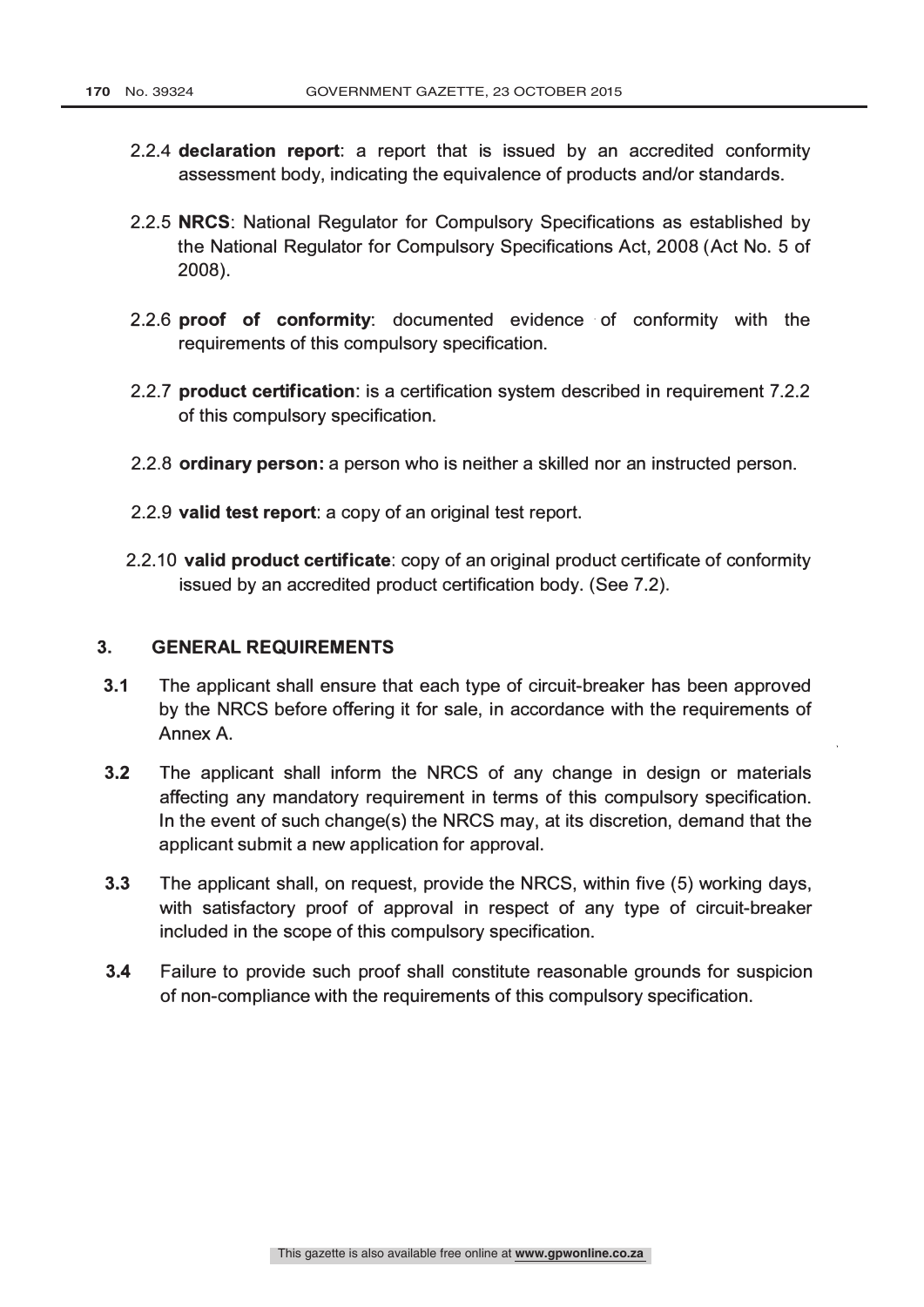2.2.4 **declaration report**: a report that is issued by an accredited conformity assessment body, indicating the equivalence of products and/or standards.

2.2.5 **NRCS**: National Regulator for Compulsory Specifications as established by the National Regulator for Compulsory Specifications Act, 2008 (Act No. 5 of 2008).

2.2.6 **proof of conformity**: documented evidence of conformity with the requirements of this compulsory specification.

2.2.7 **product certification**: is a certification system described in requirement 7.2.2 of this compulsory specification.

2.2.8 **ordinary person:** a person who is neither a skilled nor an instructed person.

2.2.9 **valid test report**: a copy of an original test report.

2.2.10 **valid product certificate**: copy of an original product certificate of conformity issued by an accredited product certification body. (See 7.2).

## 3. GENERAL REQUIREMENTS

**3.1** The applicant shall ensure that each type of circuit-breaker has been approved by the NRCS before offering it for sale, in accordance with the requirements of Annex A.

**3.2** The applicant shall inform the NRCS of any change in design or materials affecting any mandatory requirement in terms of this compulsory specification. In the event of such change(s) the NRCS may, at its discretion, demand that the applicant submit a new application for approval.

**3.3** The applicant shall, on request, provide the NRCS, within five (5) working days, with satisfactory proof of approval in respect of any type of circuit-breaker included in the scope of this compulsory specification.

**3.4** Failure to provide such proof shall constitute reasonable grounds for suspicion of non-compliance with the requirements of this compulsory specification.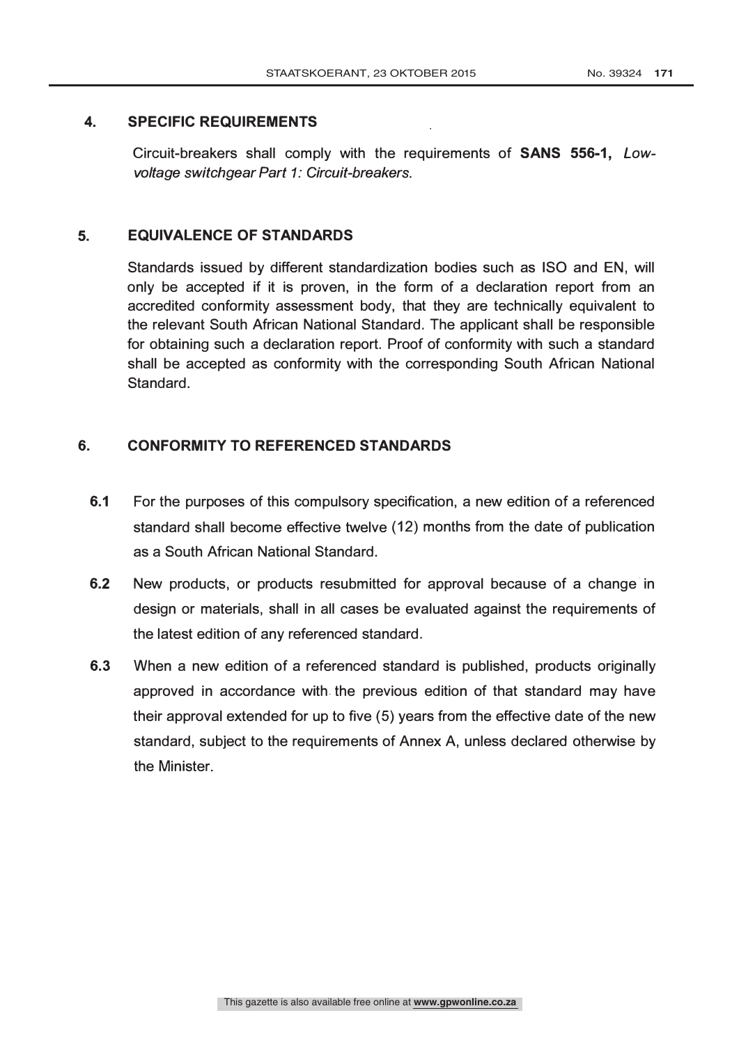## 4. SPECIFIC REQUIREMENTS

Circuit-breakers shall comply with the requirements of **SANS 556-1,** *Low-voltage switchgear Part 1: Circuit-breakers.*

## 5. EQUIVALENCE OF STANDARDS

Standards issued by different standardization bodies such as ISO and EN, will only be accepted if it is proven, in the form of a declaration report from an accredited conformity assessment body, that they are technically equivalent to the relevant South African National Standard. The applicant shall be responsible for obtaining such a declaration report. Proof of conformity with such a standard shall be accepted as conformity with the corresponding South African National Standard.

## 6. CONFORMITY TO REFERENCED STANDARDS

**6.1** For the purposes of this compulsory specification, a new edition of a referenced standard shall become effective twelve (12) months from the date of publication as a South African National Standard.

**6.2** New products, or products resubmitted for approval because of a change in design or materials, shall in all cases be evaluated against the requirements of the latest edition of any referenced standard.

**6.3** When a new edition of a referenced standard is published, products originally approved in accordance with the previous edition of that standard may have their approval extended for up to five (5) years from the effective date of the new standard, subject to the requirements of Annex A, unless declared otherwise by the Minister.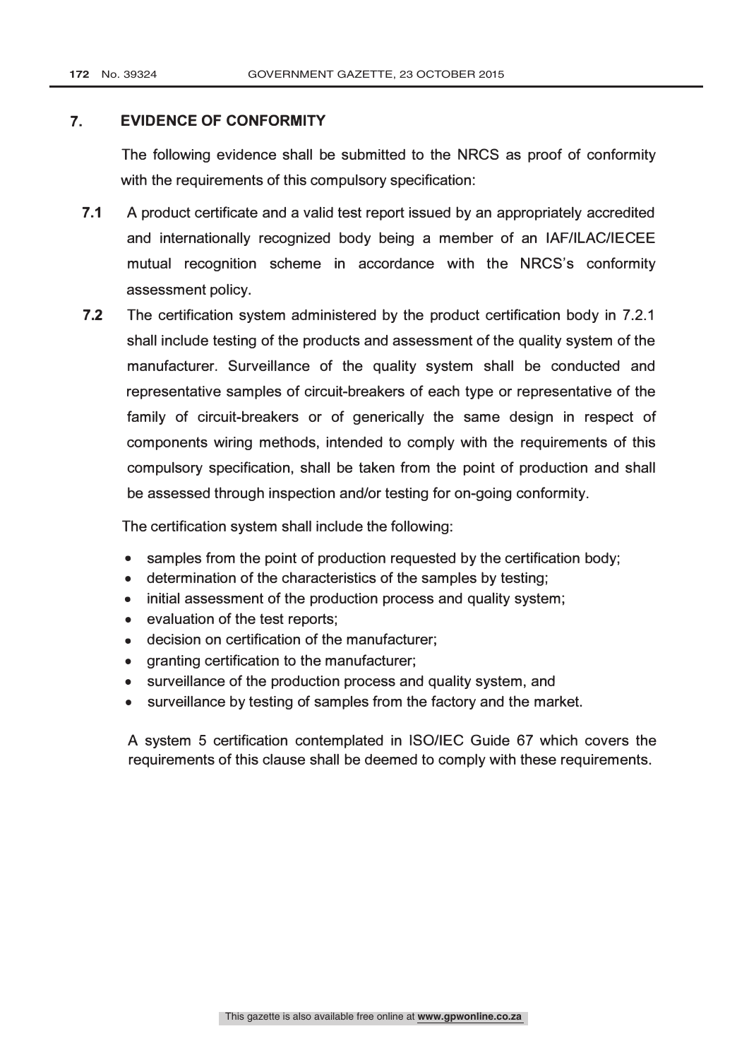## 7. EVIDENCE OF CONFORMITY

The following evidence shall be submitted to the NRCS as proof of conformity with the requirements of this compulsory specification:

**7.1** A product certificate and a valid test report issued by an appropriately accredited and internationally recognized body being a member of an IAF/ILAC/IECEE mutual recognition scheme in accordance with the NRCS's conformity assessment policy.

**7.2** The certification system administered by the product certification body in 7.2.1 shall include testing of the products and assessment of the quality system of the manufacturer. Surveillance of the quality system shall be conducted and representative samples of circuit-breakers of each type or representative of the family of circuit-breakers or of generically the same design in respect of components wiring methods, intended to comply with the requirements of this compulsory specification, shall be taken from the point of production and shall be assessed through inspection and/or testing for on-going conformity.

The certification system shall include the following:

- samples from the point of production requested by the certification body;
- determination of the characteristics of the samples by testing;
- initial assessment of the production process and quality system;
- evaluation of the test reports;
- decision on certification of the manufacturer;
- granting certification to the manufacturer;
- surveillance of the production process and quality system, and
- surveillance by testing of samples from the factory and the market.

A system 5 certification contemplated in ISO/IEC Guide 67 which covers the requirements of this clause shall be deemed to comply with these requirements.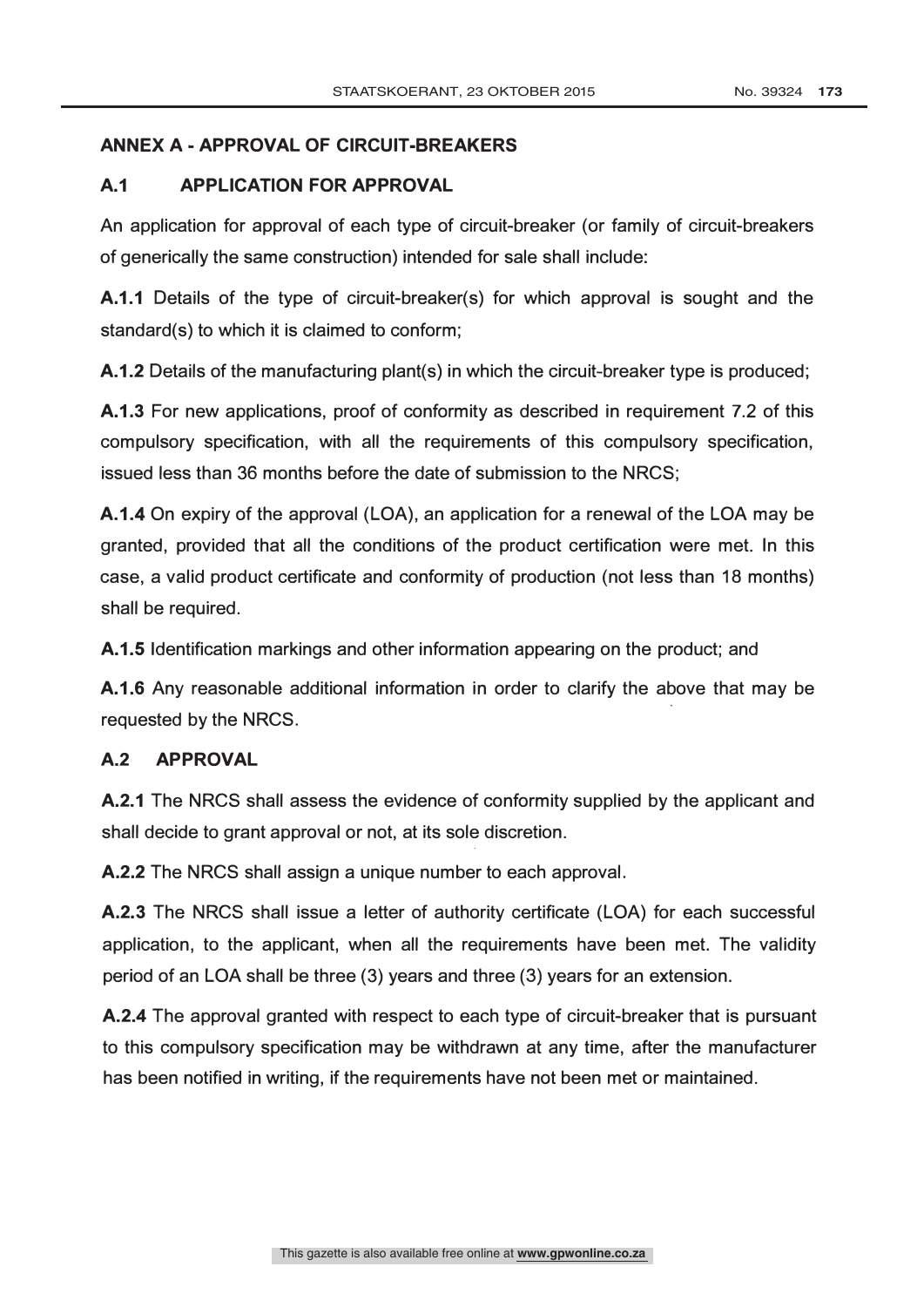## ANNEX A - APPROVAL OF CIRCUIT-BREAKERS

### A.1 APPLICATION FOR APPROVAL

An application for approval of each type of circuit-breaker (or family of circuit-breakers of generically the same construction) intended for sale shall include:

**A.1.1** Details of the type of circuit-breaker(s) for which approval is sought and the standard(s) to which it is claimed to conform;

**A.1.2** Details of the manufacturing plant(s) in which the circuit-breaker type is produced;

**A.1.3** For new applications, proof of conformity as described in requirement 7.2 of this compulsory specification, with all the requirements of this compulsory specification, issued less than 36 months before the date of submission to the NRCS;

**A.1.4** On expiry of the approval (LOA), an application for a renewal of the LOA may be granted, provided that all the conditions of the product certification were met. In this case, a valid product certificate and conformity of production (not less than 18 months) shall be required.

**A.1.5** Identification markings and other information appearing on the product; and

**A.1.6** Any reasonable additional information in order to clarify the above that may be requested by the NRCS.

### A.2 APPROVAL

**A.2.1** The NRCS shall assess the evidence of conformity supplied by the applicant and shall decide to grant approval or not, at its sole discretion.

**A.2.2** The NRCS shall assign a unique number to each approval.

**A.2.3** The NRCS shall issue a letter of authority certificate (LOA) for each successful application, to the applicant, when all the requirements have been met. The validity period of an LOA shall be three (3) years and three (3) years for an extension.

**A.2.4** The approval granted with respect to each type of circuit-breaker that is pursuant to this compulsory specification may be withdrawn at any time, after the manufacturer has been notified in writing, if the requirements have not been met or maintained.